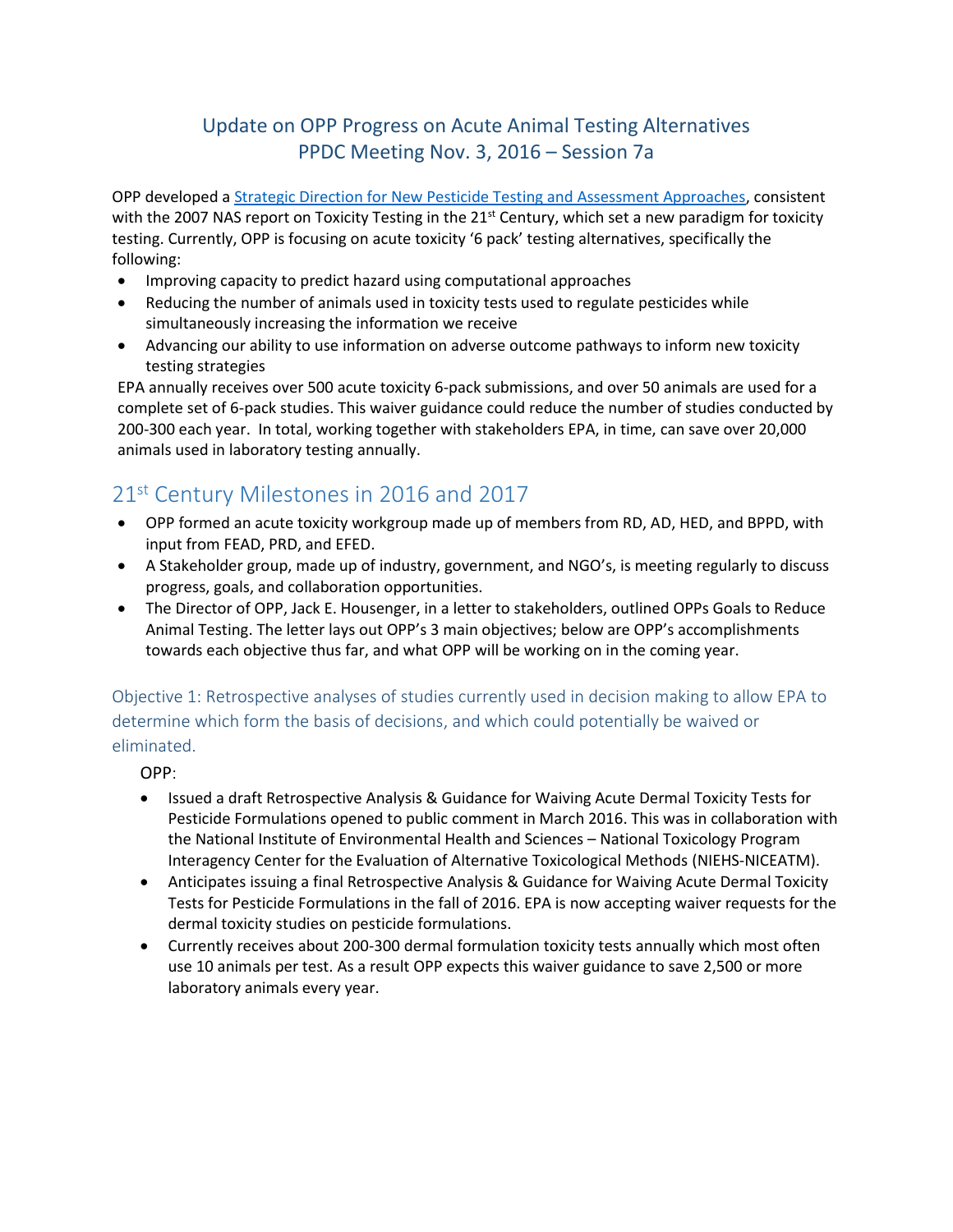# Update on OPP Progress on Acute Animal Testing Alternatives
# PPDC Meeting Nov. 3, 2016 – Session 7a

OPP developed a [Strategic Direction for New Pesticide Testing and Assessment Approaches](), consistent with the 2007 NAS report on Toxicity Testing in the 21st Century, which set a new paradigm for toxicity testing. Currently, OPP is focusing on acute toxicity '6 pack' testing alternatives, specifically the following:

- Improving capacity to predict hazard using computational approaches
- Reducing the number of animals used in toxicity tests used to regulate pesticides while simultaneously increasing the information we receive
- Advancing our ability to use information on adverse outcome pathways to inform new toxicity testing strategies

EPA annually receives over 500 acute toxicity 6-pack submissions, and over 50 animals are used for a complete set of 6-pack studies. This waiver guidance could reduce the number of studies conducted by 200-300 each year. In total, working together with stakeholders EPA, in time, can save over 20,000 animals used in laboratory testing annually.

## 21st Century Milestones in 2016 and 2017

- OPP formed an acute toxicity workgroup made up of members from RD, AD, HED, and BPPD, with input from FEAD, PRD, and EFED.
- A Stakeholder group, made up of industry, government, and NGO's, is meeting regularly to discuss progress, goals, and collaboration opportunities.
- The Director of OPP, Jack E. Housenger, in a letter to stakeholders, outlined OPPs Goals to Reduce Animal Testing. The letter lays out OPP's 3 main objectives; below are OPP's accomplishments towards each objective thus far, and what OPP will be working on in the coming year.

### Objective 1: Retrospective analyses of studies currently used in decision making to allow EPA to determine which form the basis of decisions, and which could potentially be waived or eliminated.

OPP:

- Issued a draft Retrospective Analysis & Guidance for Waiving Acute Dermal Toxicity Tests for Pesticide Formulations opened to public comment in March 2016. This was in collaboration with the National Institute of Environmental Health and Sciences – National Toxicology Program Interagency Center for the Evaluation of Alternative Toxicological Methods (NIEHS-NICEATM).
- Anticipates issuing a final Retrospective Analysis & Guidance for Waiving Acute Dermal Toxicity Tests for Pesticide Formulations in the fall of 2016. EPA is now accepting waiver requests for the dermal toxicity studies on pesticide formulations.
- Currently receives about 200-300 dermal formulation toxicity tests annually which most often use 10 animals per test. As a result OPP expects this waiver guidance to save 2,500 or more laboratory animals every year.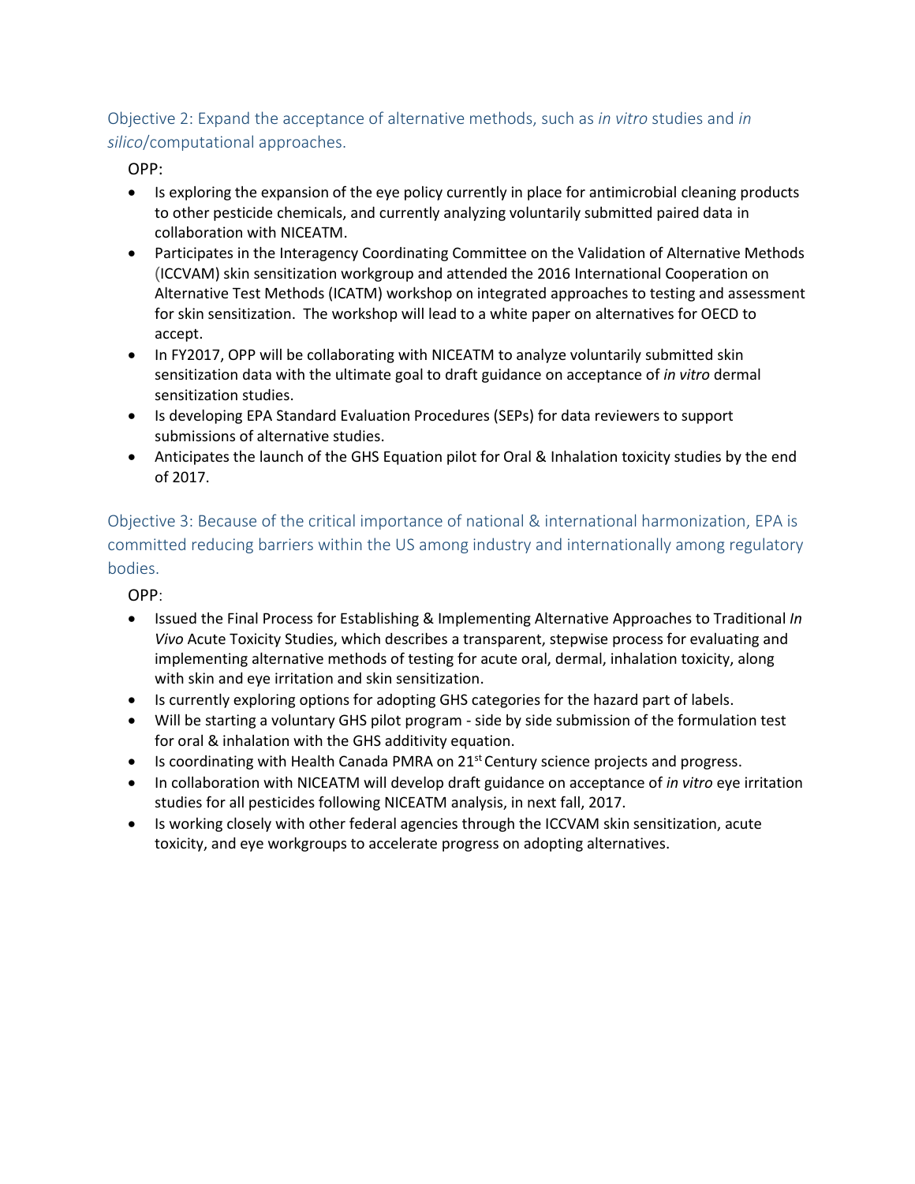### Objective 2: Expand the acceptance of alternative methods, such as *in vitro* studies and *in silico*/computational approaches.

OPP:

- Is exploring the expansion of the eye policy currently in place for antimicrobial cleaning products to other pesticide chemicals, and currently analyzing voluntarily submitted paired data in collaboration with NICEATM.
- Participates in the Interagency Coordinating Committee on the Validation of Alternative Methods (ICCVAM) skin sensitization workgroup and attended the 2016 International Cooperation on Alternative Test Methods (ICATM) workshop on integrated approaches to testing and assessment for skin sensitization. The workshop will lead to a white paper on alternatives for OECD to accept.
- In FY2017, OPP will be collaborating with NICEATM to analyze voluntarily submitted skin sensitization data with the ultimate goal to draft guidance on acceptance of *in vitro* dermal sensitization studies.
- Is developing EPA Standard Evaluation Procedures (SEPs) for data reviewers to support submissions of alternative studies.
- Anticipates the launch of the GHS Equation pilot for Oral & Inhalation toxicity studies by the end of 2017.

### Objective 3: Because of the critical importance of national & international harmonization, EPA is committed reducing barriers within the US among industry and internationally among regulatory bodies.

OPP:

- Issued the Final Process for Establishing & Implementing Alternative Approaches to Traditional *In Vivo* Acute Toxicity Studies, which describes a transparent, stepwise process for evaluating and implementing alternative methods of testing for acute oral, dermal, inhalation toxicity, along with skin and eye irritation and skin sensitization.
- Is currently exploring options for adopting GHS categories for the hazard part of labels.
- Will be starting a voluntary GHS pilot program - side by side submission of the formulation test for oral & inhalation with the GHS additivity equation.
- Is coordinating with Health Canada PMRA on 21st Century science projects and progress.
- In collaboration with NICEATM will develop draft guidance on acceptance of *in vitro* eye irritation studies for all pesticides following NICEATM analysis, in next fall, 2017.
- Is working closely with other federal agencies through the ICCVAM skin sensitization, acute toxicity, and eye workgroups to accelerate progress on adopting alternatives.